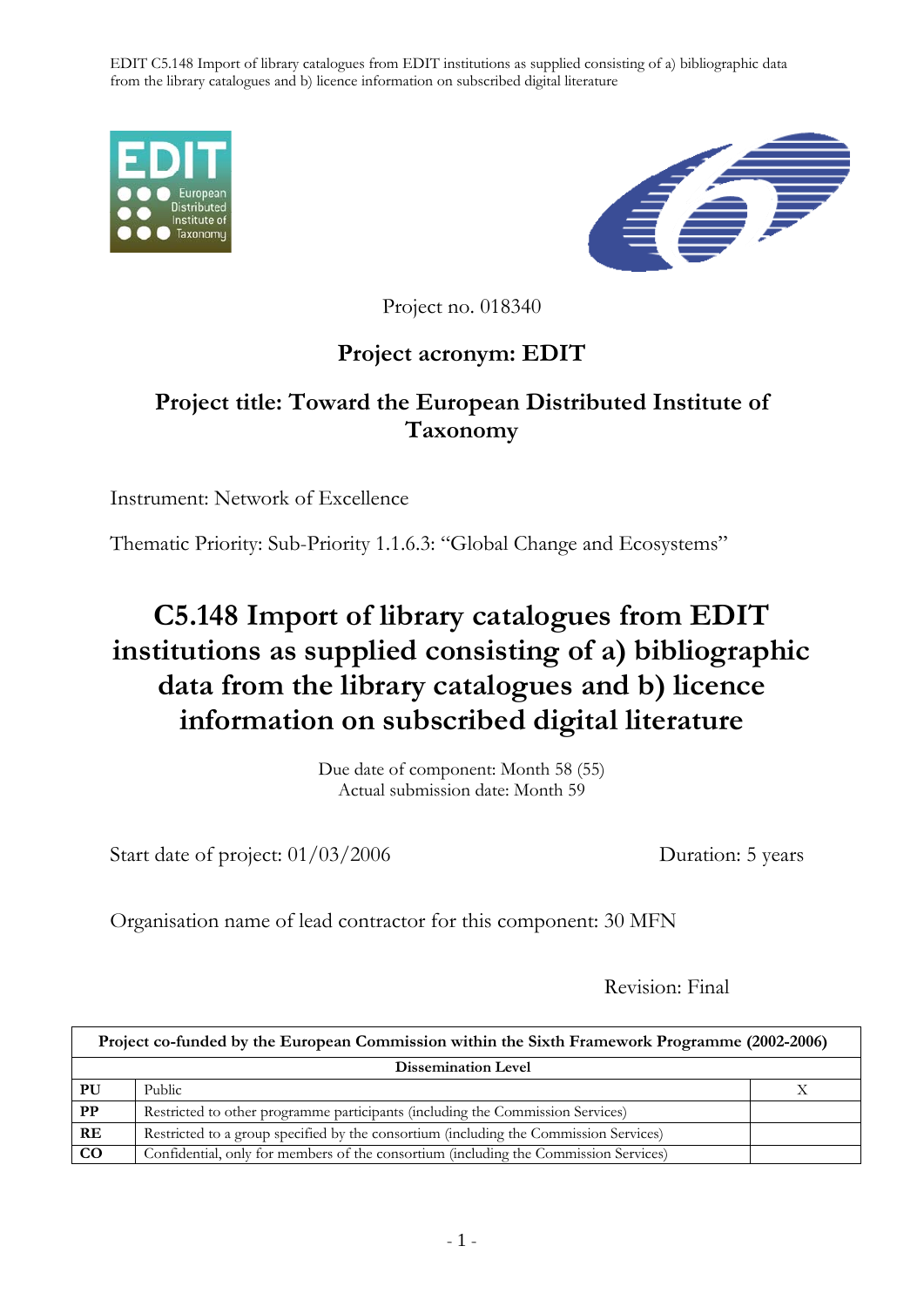Project no. 018340

**Project acronym: EDIT**

**Project title: Toward the European Distributed Institute of Taxonomy**

Instrument: Network of Excellence

Thematic Priority: Sub-Priority 1.1.6.3: "Global Change and Ecosystems"

# C5.148 Import of library catalogues from EDIT institutions as supplied consisting of a) bibliographic data from the library catalogues and b) licence information on subscribed digital literature

Due date of component: Month 58 (55)
Actual submission date: Month 59

Start date of project: 01/03/2006 Duration: 5 years

Organisation name of lead contractor for this component: 30 MFN

Revision: Final

| Project co-funded by the European Commission within the Sixth Framework Programme (2002-2006) | | |
|---|---|---|
| **Dissemination Level** | | |
| **PU** | Public | X |
| **PP** | Restricted to other programme participants (including the Commission Services) | |
| **RE** | Restricted to a group specified by the consortium (including the Commission Services) | |
| **CO** | Confidential, only for members of the consortium (including the Commission Services) | |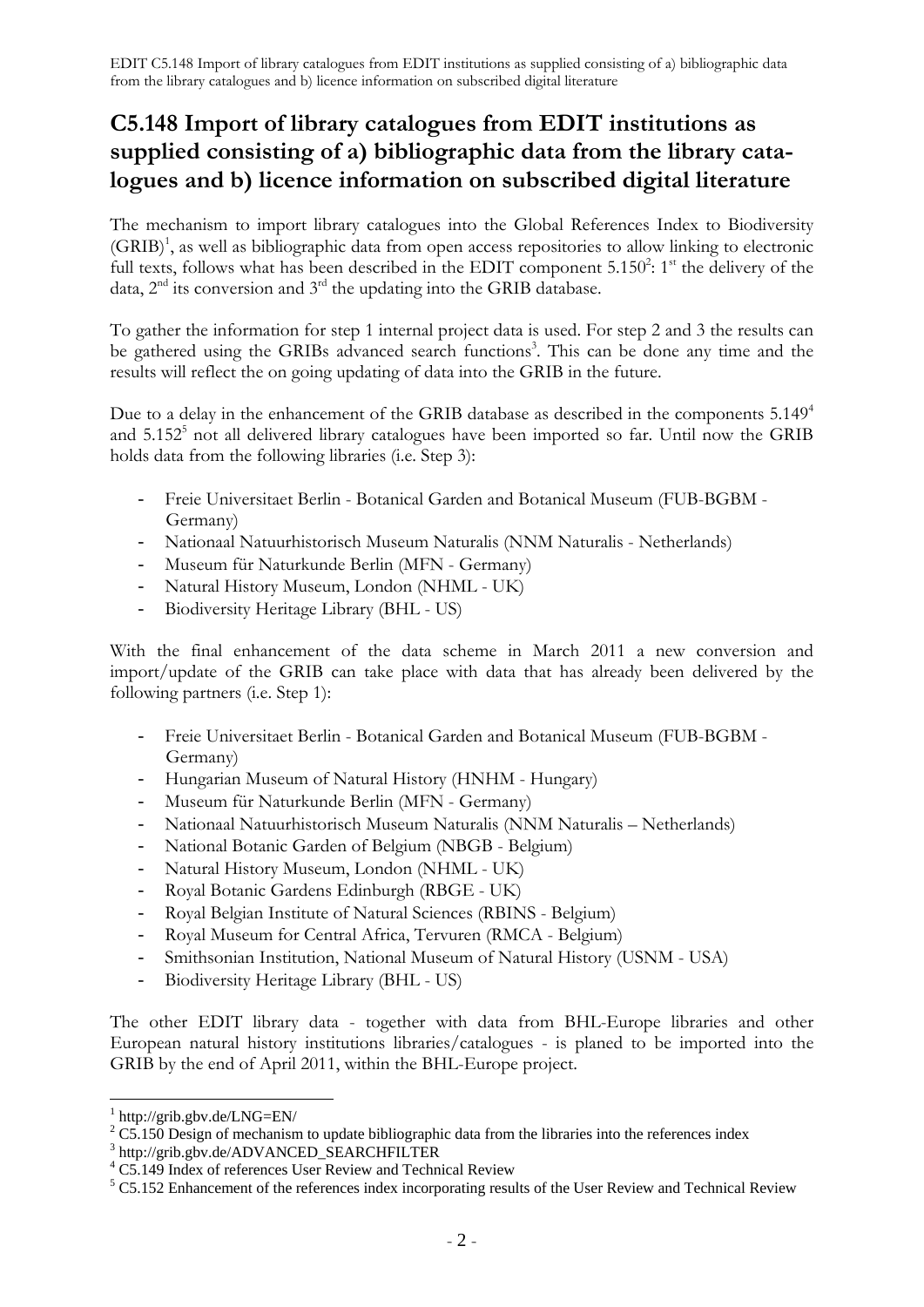# C5.148 Import of library catalogues from EDIT institutions as supplied consisting of a) bibliographic data from the library catalogues and b) licence information on subscribed digital literature

The mechanism to import library catalogues into the Global References Index to Biodiversity (GRIB)[1], as well as bibliographic data from open access repositories to allow linking to electronic full texts, follows what has been described in the EDIT component 5.150[2]: 1st the delivery of the data, 2nd its conversion and 3rd the updating into the GRIB database.

To gather the information for step 1 internal project data is used. For step 2 and 3 the results can be gathered using the GRIBs advanced search functions[3]. This can be done any time and the results will reflect the on going updating of data into the GRIB in the future.

Due to a delay in the enhancement of the GRIB database as described in the components 5.149[4] and 5.152[5] not all delivered library catalogues have been imported so far. Until now the GRIB holds data from the following libraries (i.e. Step 3):

- Freie Universitaet Berlin - Botanical Garden and Botanical Museum (FUB-BGBM - Germany)
- Nationaal Natuurhistorisch Museum Naturalis (NNM Naturalis - Netherlands)
- Museum für Naturkunde Berlin (MFN - Germany)
- Natural History Museum, London (NHML - UK)
- Biodiversity Heritage Library (BHL - US)

With the final enhancement of the data scheme in March 2011 a new conversion and import/update of the GRIB can take place with data that has already been delivered by the following partners (i.e. Step 1):

- Freie Universitaet Berlin - Botanical Garden and Botanical Museum (FUB-BGBM - Germany)
- Hungarian Museum of Natural History (HNHM - Hungary)
- Museum für Naturkunde Berlin (MFN - Germany)
- Nationaal Natuurhistorisch Museum Naturalis (NNM Naturalis – Netherlands)
- National Botanic Garden of Belgium (NBGB - Belgium)
- Natural History Museum, London (NHML - UK)
- Royal Botanic Gardens Edinburgh (RBGE - UK)
- Royal Belgian Institute of Natural Sciences (RBINS - Belgium)
- Royal Museum for Central Africa, Tervuren (RMCA - Belgium)
- Smithsonian Institution, National Museum of Natural History (USNM - USA)
- Biodiversity Heritage Library (BHL - US)

The other EDIT library data - together with data from BHL-Europe libraries and other European natural history institutions libraries/catalogues - is planed to be imported into the GRIB by the end of April 2011, within the BHL-Europe project.

---

[1] http://grib.gbv.de/LNG=EN/

[2] C5.150 Design of mechanism to update bibliographic data from the libraries into the references index

[3] http://grib.gbv.de/ADVANCED_SEARCHFILTER

[4] C5.149 Index of references User Review and Technical Review

[5] C5.152 Enhancement of the references index incorporating results of the User Review and Technical Review